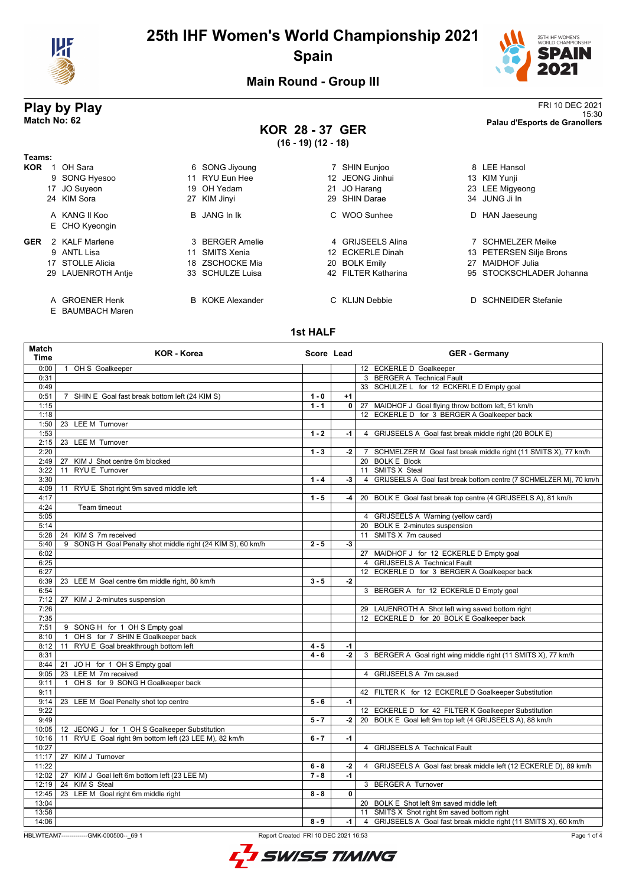# 25th IHF Women's World Championship 2021

## Spain

### Main Round - Group III

## Play by Play

**Match No: 62**

FRI 10 DEC 2021
15:30
**Palau d'Esports de Granollers**

**KOR 28 - 37 GER**
**(16 - 19) (12 - 18)**

**Teams:**

**KOR**
1 OH Sara, 6 SONG Jiyoung, 7 SHIN Eunjoo, 8 LEE Hansol, 9 SONG Hyesoo, 11 RYU Eun Hee, 12 JEONG Jinhui, 13 KIM Yunji, 17 JO Suyeon, 19 OH Yedam, 21 JO Harang, 23 LEE Migyeong, 24 KIM Sora, 27 KIM Jinyi, 29 SHIN Darae, 34 JUNG Ji In

A KANG Il Koo, B JANG In Ik, C WOO Sunhee, D HAN Jaeseung, E CHO Kyeongin

**GER**
2 KALF Marlene, 3 BERGER Amelie, 4 GRIJSEELS Alina, 7 SCHMELZER Meike, 9 ANTL Lisa, 11 SMITS Xenia, 12 ECKERLE Dinah, 13 PETERSEN Silje Brons, 17 STOLLE Alicia, 18 ZSCHOCKE Mia, 20 BOLK Emily, 27 MAIDHOF Julia, 29 LAUENROTH Antje, 33 SCHULZE Luisa, 42 FILTER Katharina, 95 STOCKSCHLADER Johanna

A GROENER Henk, B KOKE Alexander, C KLIJN Debbie, D SCHNEIDER Stefanie, E BAUMBACH Maren

### 1st HALF

| Match Time | KOR - Korea | Score | Lead | GER - Germany |
|---|---|---|---|---|
| 0:00 | 1 OH S Goalkeeper | | | 12 ECKERLE D Goalkeeper |
| 0:31 | | | | 3 BERGER A Technical Fault |
| 0:49 | | | | 33 SCHULZE L for 12 ECKERLE D Empty goal |
| 0:51 | 7 SHIN E Goal fast break bottom left (24 KIM S) | 1 - 0 | +1 | |
| 1:15 | | 1 - 1 | 0 | 27 MAIDHOF J Goal flying throw bottom left, 51 km/h |
| 1:18 | | | | 12 ECKERLE D for 3 BERGER A Goalkeeper back |
| 1:50 | 23 LEE M Turnover | | | |
| 1:53 | | 1 - 2 | -1 | 4 GRIJSEELS A Goal fast break middle right (20 BOLK E) |
| 2:15 | 23 LEE M Turnover | | | |
| 2:20 | | 1 - 3 | -2 | 7 SCHMELZER M Goal fast break middle right (11 SMITS X), 77 km/h |
| 2:49 | 27 KIM J Shot centre 6m blocked | | | 20 BOLK E Block |
| 3:22 | 11 RYU E Turnover | | | 11 SMITS X Steal |
| 3:30 | | 1 - 4 | -3 | 4 GRIJSEELS A Goal fast break bottom centre (7 SCHMELZER M), 70 km/h |
| 4:09 | 11 RYU E Shot right 9m saved middle left | | | |
| 4:17 | | 1 - 5 | -4 | 20 BOLK E Goal fast break top centre (4 GRIJSEELS A), 81 km/h |
| 4:24 | Team timeout | | | |
| 5:05 | | | | 4 GRIJSEELS A Warning (yellow card) |
| 5:14 | | | | 20 BOLK E 2-minutes suspension |
| 5:28 | 24 KIM S 7m received | | | 11 SMITS X 7m caused |
| 5:40 | 9 SONG H Goal Penalty shot middle right (24 KIM S), 60 km/h | 2 - 5 | -3 | |
| 6:02 | | | | 27 MAIDHOF J for 12 ECKERLE D Empty goal |
| 6:25 | | | | 4 GRIJSEELS A Technical Fault |
| 6:27 | | | | 12 ECKERLE D for 3 BERGER A Goalkeeper back |
| 6:39 | 23 LEE M Goal centre 6m middle right, 80 km/h | 3 - 5 | -2 | |
| 6:54 | | | | 3 BERGER A for 12 ECKERLE D Empty goal |
| 7:12 | 27 KIM J 2-minutes suspension | | | |
| 7:26 | | | | 29 LAUENROTH A Shot left wing saved bottom right |
| 7:35 | | | | 12 ECKERLE D for 20 BOLK E Goalkeeper back |
| 7:51 | 9 SONG H for 1 OH S Empty goal | | | |
| 8:10 | 1 OH S for 7 SHIN E Goalkeeper back | | | |
| 8:12 | 11 RYU E Goal breakthrough bottom left | 4 - 5 | -1 | |
| 8:31 | | 4 - 6 | -2 | 3 BERGER A Goal right wing middle right (11 SMITS X), 77 km/h |
| 8:44 | 21 JO H for 1 OH S Empty goal | | | |
| 9:05 | 23 LEE M 7m received | | | 4 GRIJSEELS A 7m caused |
| 9:11 | 1 OH S for 9 SONG H Goalkeeper back | | | |
| 9:11 | | | | 42 FILTER K for 12 ECKERLE D Goalkeeper Substitution |
| 9:14 | 23 LEE M Goal Penalty shot top centre | 5 - 6 | -1 | |
| 9:22 | | | | 12 ECKERLE D for 42 FILTER K Goalkeeper Substitution |
| 9:49 | | 5 - 7 | -2 | 20 BOLK E Goal left 9m top left (4 GRIJSEELS A), 88 km/h |
| 10:05 | 12 JEONG J for 1 OH S Goalkeeper Substitution | | | |
| 10:16 | 11 RYU E Goal right 9m bottom left (23 LEE M), 82 km/h | 6 - 7 | -1 | |
| 10:27 | | | | 4 GRIJSEELS A Technical Fault |
| 11:17 | 27 KIM J Turnover | | | |
| 11:22 | | 6 - 8 | -2 | 4 GRIJSEELS A Goal fast break middle left (12 ECKERLE D), 89 km/h |
| 12:02 | 27 KIM J Goal left 6m bottom left (23 LEE M) | 7 - 8 | -1 | |
| 12:19 | 24 KIM S Steal | | | 3 BERGER A Turnover |
| 12:45 | 23 LEE M Goal right 6m middle right | 8 - 8 | 0 | |
| 13:04 | | | | 20 BOLK E Shot left 9m saved middle left |
| 13:58 | | | | 11 SMITS X Shot right 9m saved bottom right |
| 14:06 | | 8 - 9 | -1 | 4 GRIJSEELS A Goal fast break middle right (11 SMITS X), 60 km/h |

HBLWTEAM7-------------GMK-000500--_69 1 Report Created FRI 10 DEC 2021 16:53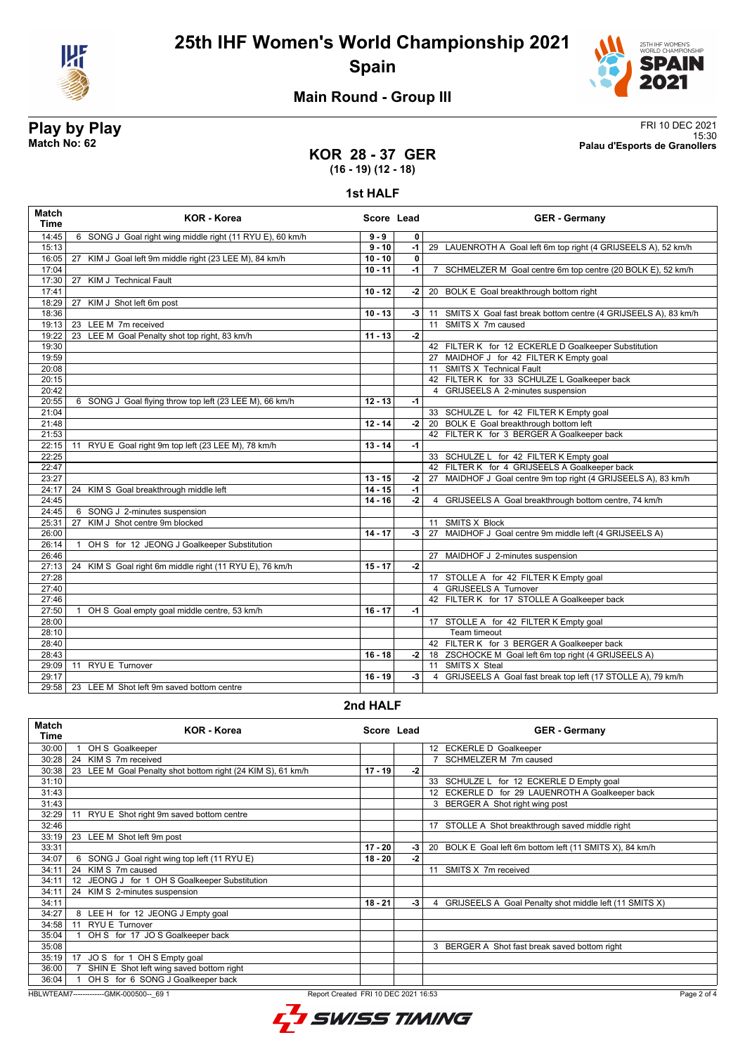# 25th IHF Women's World Championship 2021
## Spain

### Main Round - Group III

**Play by Play**
**Match No: 62**

FRI 10 DEC 2021
15:30
**Palau d'Esports de Granollers**

## KOR 28 - 37 GER
**(16 - 19) (12 - 18)**

### 1st HALF

| Match Time | KOR - Korea | Score | Lead | GER - Germany |
|---|---|---|---|---|
| 14:45 | 6 SONG J Goal right wing middle right (11 RYU E), 60 km/h | 9 - 9 | 0 | |
| 15:13 | | 9 - 10 | -1 | 29 LAUENROTH A Goal left 6m top right (4 GRIJSEELS A), 52 km/h |
| 16:05 | 27 KIM J Goal left 9m middle right (23 LEE M), 84 km/h | 10 - 10 | 0 | |
| 17:04 | | 10 - 11 | -1 | 7 SCHMELZER M Goal centre 6m top centre (20 BOLK E), 52 km/h |
| 17:30 | 27 KIM J Technical Fault | | | |
| 17:41 | | 10 - 12 | -2 | 20 BOLK E Goal breakthrough bottom right |
| 18:29 | 27 KIM J Shot left 6m post | | | |
| 18:36 | | 10 - 13 | -3 | 11 SMITS X Goal fast break bottom centre (4 GRIJSEELS A), 83 km/h |
| 19:13 | 23 LEE M 7m received | | | 11 SMITS X 7m caused |
| 19:22 | 23 LEE M Goal Penalty shot top right, 83 km/h | 11 - 13 | -2 | |
| 19:30 | | | | 42 FILTER K for 12 ECKERLE D Goalkeeper Substitution |
| 19:59 | | | | 27 MAIDHOF J for 42 FILTER K Empty goal |
| 20:08 | | | | 11 SMITS X Technical Fault |
| 20:15 | | | | 42 FILTER K for 33 SCHULZE L Goalkeeper back |
| 20:42 | | | | 4 GRIJSEELS A 2-minutes suspension |
| 20:55 | 6 SONG J Goal flying throw top left (23 LEE M), 66 km/h | 12 - 13 | -1 | |
| 21:04 | | | | 33 SCHULZE L for 42 FILTER K Empty goal |
| 21:48 | | 12 - 14 | -2 | 20 BOLK E Goal breakthrough bottom left |
| 21:53 | | | | 42 FILTER K for 3 BERGER A Goalkeeper back |
| 22:15 | 11 RYU E Goal right 9m top left (23 LEE M), 78 km/h | 13 - 14 | -1 | |
| 22:25 | | | | 33 SCHULZE L for 42 FILTER K Empty goal |
| 22:47 | | | | 42 FILTER K for 4 GRIJSEELS A Goalkeeper back |
| 23:27 | | 13 - 15 | -2 | 27 MAIDHOF J Goal centre 9m top right (4 GRIJSEELS A), 83 km/h |
| 24:17 | 24 KIM S Goal breakthrough middle left | 14 - 15 | -1 | |
| 24:45 | | 14 - 16 | -2 | 4 GRIJSEELS A Goal breakthrough bottom centre, 74 km/h |
| 24:45 | 6 SONG J 2-minutes suspension | | | |
| 25:31 | 27 KIM J Shot centre 9m blocked | | | 11 SMITS X Block |
| 26:00 | | 14 - 17 | -3 | 27 MAIDHOF J Goal centre 9m middle left (4 GRIJSEELS A) |
| 26:14 | 1 OH S for 12 JEONG J Goalkeeper Substitution | | | |
| 26:46 | | | | 27 MAIDHOF J 2-minutes suspension |
| 27:13 | 24 KIM S Goal right 6m middle right (11 RYU E), 76 km/h | 15 - 17 | -2 | |
| 27:28 | | | | 17 STOLLE A for 42 FILTER K Empty goal |
| 27:40 | | | | 4 GRIJSEELS A Turnover |
| 27:46 | | | | 42 FILTER K for 17 STOLLE A Goalkeeper back |
| 27:50 | 1 OH S Goal empty goal middle centre, 53 km/h | 16 - 17 | -1 | |
| 28:00 | | | | 17 STOLLE A for 42 FILTER K Empty goal |
| 28:10 | | | | Team timeout |
| 28:40 | | | | 42 FILTER K for 3 BERGER A Goalkeeper back |
| 28:43 | | 16 - 18 | -2 | 18 ZSCHOCKE M Goal left 6m top right (4 GRIJSEELS A) |
| 29:09 | 11 RYU E Turnover | | | 11 SMITS X Steal |
| 29:17 | | 16 - 19 | -3 | 4 GRIJSEELS A Goal fast break top left (17 STOLLE A), 79 km/h |
| 29:58 | 23 LEE M Shot left 9m saved bottom centre | | | |

### 2nd HALF

| Match Time | KOR - Korea | Score | Lead | GER - Germany |
|---|---|---|---|---|
| 30:00 | 1 OH S Goalkeeper | | | 12 ECKERLE D Goalkeeper |
| 30:28 | 24 KIM S 7m received | | | 7 SCHMELZER M 7m caused |
| 30:38 | 23 LEE M Goal Penalty shot bottom right (24 KIM S), 61 km/h | 17 - 19 | -2 | |
| 31:10 | | | | 33 SCHULZE L for 12 ECKERLE D Empty goal |
| 31:43 | | | | 12 ECKERLE D for 29 LAUENROTH A Goalkeeper back |
| 31:43 | | | | 3 BERGER A Shot right wing post |
| 32:29 | 11 RYU E Shot right 9m saved bottom centre | | | |
| 32:46 | | | | 17 STOLLE A Shot breakthrough saved middle right |
| 33:19 | 23 LEE M Shot left 9m post | | | |
| 33:31 | | 17 - 20 | -3 | 20 BOLK E Goal left 6m bottom left (11 SMITS X), 84 km/h |
| 34:07 | 6 SONG J Goal right wing top left (11 RYU E) | 18 - 20 | -2 | |
| 34:11 | 24 KIM S 7m caused | | | 11 SMITS X 7m received |
| 34:11 | 12 JEONG J for 1 OH S Goalkeeper Substitution | | | |
| 34:11 | 24 KIM S 2-minutes suspension | | | |
| 34:11 | | 18 - 21 | -3 | 4 GRIJSEELS A Goal Penalty shot middle left (11 SMITS X) |
| 34:27 | 8 LEE H for 12 JEONG J Empty goal | | | |
| 34:58 | 11 RYU E Turnover | | | |
| 35:04 | 1 OH S for 17 JO S Goalkeeper back | | | |
| 35:08 | | | | 3 BERGER A Shot fast break saved bottom right |
| 35:19 | 17 JO S for 1 OH S Empty goal | | | |
| 36:00 | 7 SHIN E Shot left wing saved bottom right | | | |
| 36:04 | 1 OH S for 6 SONG J Goalkeeper back | | | |

HBLWTEAM7-------------GMK-000500--_69 1 Report Created FRI 10 DEC 2021 16:53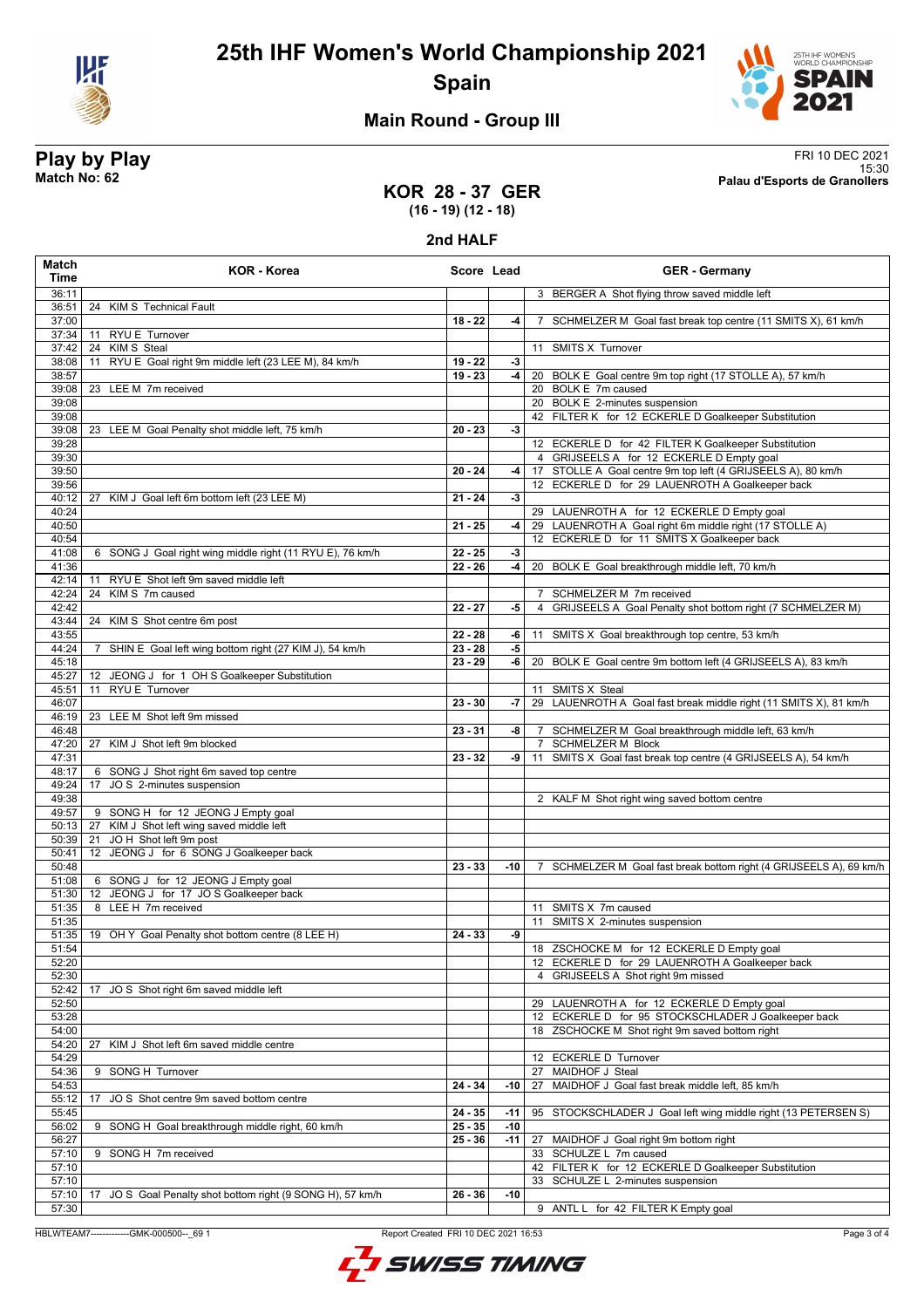# 25th IHF Women's World Championship 2021

## Spain

### Main Round - Group III

**Play by Play**
**Match No: 62**

FRI 10 DEC 2021
15:30
**Palau d'Esports de Granollers**

## KOR 28 - 37 GER
**(16 - 19) (12 - 18)**

### 2nd HALF

| Match Time | KOR - Korea | Score | Lead | GER - Germany |
|---|---|---|---|---|
| 36:11 | | | | 3 BERGER A Shot flying throw saved middle left |
| 36:51 | 24 KIM S Technical Fault | | | |
| 37:00 | | 18 - 22 | -4 | 7 SCHMELZER M Goal fast break top centre (11 SMITS X), 61 km/h |
| 37:34 | 11 RYU E Turnover | | | |
| 37:42 | 24 KIM S Steal | | | 11 SMITS X Turnover |
| 38:08 | 11 RYU E Goal right 9m middle left (23 LEE M), 84 km/h | 19 - 22 | -3 | |
| 38:57 | | 19 - 23 | -4 | 20 BOLK E Goal centre 9m top right (17 STOLLE A), 57 km/h |
| 39:08 | 23 LEE M 7m received | | | 20 BOLK E 7m caused |
| 39:08 | | | | 20 BOLK E 2-minutes suspension |
| 39:08 | | | | 42 FILTER K for 12 ECKERLE D Goalkeeper Substitution |
| 39:08 | 23 LEE M Goal Penalty shot middle left, 75 km/h | 20 - 23 | -3 | |
| 39:28 | | | | 12 ECKERLE D for 42 FILTER K Goalkeeper Substitution |
| 39:30 | | | | 4 GRIJSEELS A for 12 ECKERLE D Empty goal |
| 39:50 | | 20 - 24 | -4 | 17 STOLLE A Goal centre 9m top left (4 GRIJSEELS A), 80 km/h |
| 39:56 | | | | 12 ECKERLE D for 29 LAUENROTH A Goalkeeper back |
| 40:12 | 27 KIM J Goal left 6m bottom left (23 LEE M) | 21 - 24 | -3 | |
| 40:24 | | | | 29 LAUENROTH A for 12 ECKERLE D Empty goal |
| 40:50 | | 21 - 25 | -4 | 29 LAUENROTH A Goal right 6m middle right (17 STOLLE A) |
| 40:54 | | | | 12 ECKERLE D for 11 SMITS X Goalkeeper back |
| 41:08 | 6 SONG J Goal right wing middle right (11 RYU E), 76 km/h | 22 - 25 | -3 | |
| 41:36 | | 22 - 26 | -4 | 20 BOLK E Goal breakthrough middle left, 70 km/h |
| 42:14 | 11 RYU E Shot left 9m saved middle left | | | |
| 42:24 | 24 KIM S 7m caused | | | 7 SCHMELZER M 7m received |
| 42:42 | | 22 - 27 | -5 | 4 GRIJSEELS A Goal Penalty shot bottom right (7 SCHMELZER M) |
| 43:44 | 24 KIM S Shot centre 6m post | | | |
| 43:55 | | 22 - 28 | -6 | 11 SMITS X Goal breakthrough top centre, 53 km/h |
| 44:24 | 7 SHIN E Goal left wing bottom right (27 KIM J), 54 km/h | 23 - 28 | -5 | |
| 45:18 | | 23 - 29 | -6 | 20 BOLK E Goal centre 9m bottom left (4 GRIJSEELS A), 83 km/h |
| 45:27 | 12 JEONG J for 1 OH S Goalkeeper Substitution | | | |
| 45:51 | 11 RYU E Turnover | | | 11 SMITS X Steal |
| 46:07 | | 23 - 30 | -7 | 29 LAUENROTH A Goal fast break middle right (11 SMITS X), 81 km/h |
| 46:19 | 23 LEE M Shot left 9m missed | | | |
| 46:48 | | 23 - 31 | -8 | 7 SCHMELZER M Goal breakthrough middle left, 63 km/h |
| 47:20 | 27 KIM J Shot left 9m blocked | | | 7 SCHMELZER M Block |
| 47:31 | | 23 - 32 | -9 | 11 SMITS X Goal fast break top centre (4 GRIJSEELS A), 54 km/h |
| 48:17 | 6 SONG J Shot right 6m saved top centre | | | |
| 49:24 | 17 JO S 2-minutes suspension | | | |
| 49:38 | | | | 2 KALF M Shot right wing saved bottom centre |
| 49:57 | 9 SONG H for 12 JEONG J Empty goal | | | |
| 50:13 | 27 KIM J Shot left wing saved middle left | | | |
| 50:39 | 21 JO H Shot left 9m post | | | |
| 50:41 | 12 JEONG J for 6 SONG J Goalkeeper back | | | |
| 50:48 | | 23 - 33 | -10 | 7 SCHMELZER M Goal fast break bottom right (4 GRIJSEELS A), 69 km/h |
| 51:08 | 6 SONG J for 12 JEONG J Empty goal | | | |
| 51:30 | 12 JEONG J for 17 JO S Goalkeeper back | | | |
| 51:35 | 8 LEE H 7m received | | | 11 SMITS X 7m caused |
| 51:35 | | | | 11 SMITS X 2-minutes suspension |
| 51:35 | 19 OH Y Goal Penalty shot bottom centre (8 LEE H) | 24 - 33 | -9 | |
| 51:54 | | | | 18 ZSCHOCKE M for 12 ECKERLE D Empty goal |
| 52:20 | | | | 12 ECKERLE D for 29 LAUENROTH A Goalkeeper back |
| 52:30 | | | | 4 GRIJSEELS A Shot right 9m missed |
| 52:42 | 17 JO S Shot right 6m saved middle left | | | |
| 52:50 | | | | 29 LAUENROTH A for 12 ECKERLE D Empty goal |
| 53:28 | | | | 12 ECKERLE D for 95 STOCKSCHLADER J Goalkeeper back |
| 54:00 | | | | 18 ZSCHOCKE M Shot right 9m saved bottom right |
| 54:20 | 27 KIM J Shot left 6m saved middle centre | | | |
| 54:29 | | | | 12 ECKERLE D Turnover |
| 54:36 | 9 SONG H Turnover | | | 27 MAIDHOF J Steal |
| 54:53 | | 24 - 34 | -10 | 27 MAIDHOF J Goal fast break middle left, 85 km/h |
| 55:12 | 17 JO S Shot centre 9m saved bottom centre | | | |
| 55:45 | | 24 - 35 | -11 | 95 STOCKSCHLADER J Goal left wing middle right (13 PETERSEN S) |
| 56:02 | 9 SONG H Goal breakthrough middle right, 60 km/h | 25 - 35 | -10 | |
| 56:27 | | 25 - 36 | -11 | 27 MAIDHOF J Goal right 9m bottom right |
| 57:10 | 9 SONG H 7m received | | | 33 SCHULZE L 7m caused |
| 57:10 | | | | 42 FILTER K for 12 ECKERLE D Goalkeeper Substitution |
| 57:10 | | | | 33 SCHULZE L 2-minutes suspension |
| 57:10 | 17 JO S Goal Penalty shot bottom right (9 SONG H), 57 km/h | 26 - 36 | -10 | |
| 57:30 | | | | 9 ANTL L for 42 FILTER K Empty goal |

HBLWTEAM7-------------GMK-000500--_69 1 Report Created FRI 10 DEC 2021 16:53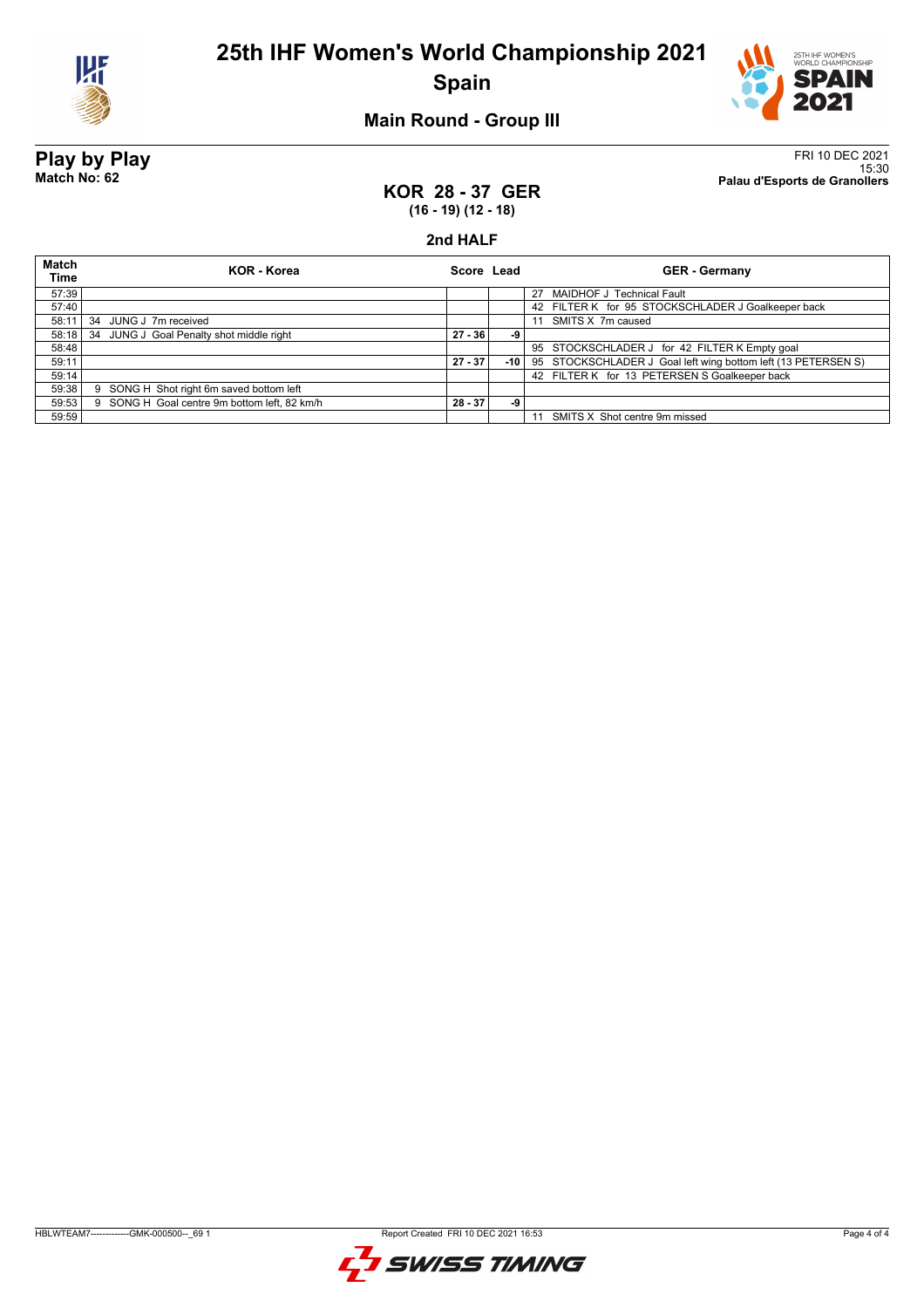# 25th IHF Women's World Championship 2021
## Spain

### Main Round - Group III

**Play by Play**
**Match No: 62**

FRI 10 DEC 2021
15:30
**Palau d'Esports de Granollers**

## KOR 28 - 37 GER
**(16 - 19) (12 - 18)**

### 2nd HALF

| Match Time | KOR - Korea | Score | Lead | GER - Germany |
|---|---|---|---|---|
| 57:39 | | | | 27 MAIDHOF J Technical Fault |
| 57:40 | | | | 42 FILTER K for 95 STOCKSCHLADER J Goalkeeper back |
| 58:11 | 34 JUNG J 7m received | | | 11 SMITS X 7m caused |
| 58:18 | 34 JUNG J Goal Penalty shot middle right | 27 - 36 | -9 | |
| 58:48 | | | | 95 STOCKSCHLADER J for 42 FILTER K Empty goal |
| 59:11 | | 27 - 37 | -10 | 95 STOCKSCHLADER J Goal left wing bottom left (13 PETERSEN S) |
| 59:14 | | | | 42 FILTER K for 13 PETERSEN S Goalkeeper back |
| 59:38 | 9 SONG H Shot right 6m saved bottom left | | | |
| 59:53 | 9 SONG H Goal centre 9m bottom left, 82 km/h | 28 - 37 | -9 | |
| 59:59 | | | | 11 SMITS X Shot centre 9m missed |

HBLWTEAM7-------------GMK-000500--_69 1 Report Created FRI 10 DEC 2021 16:53